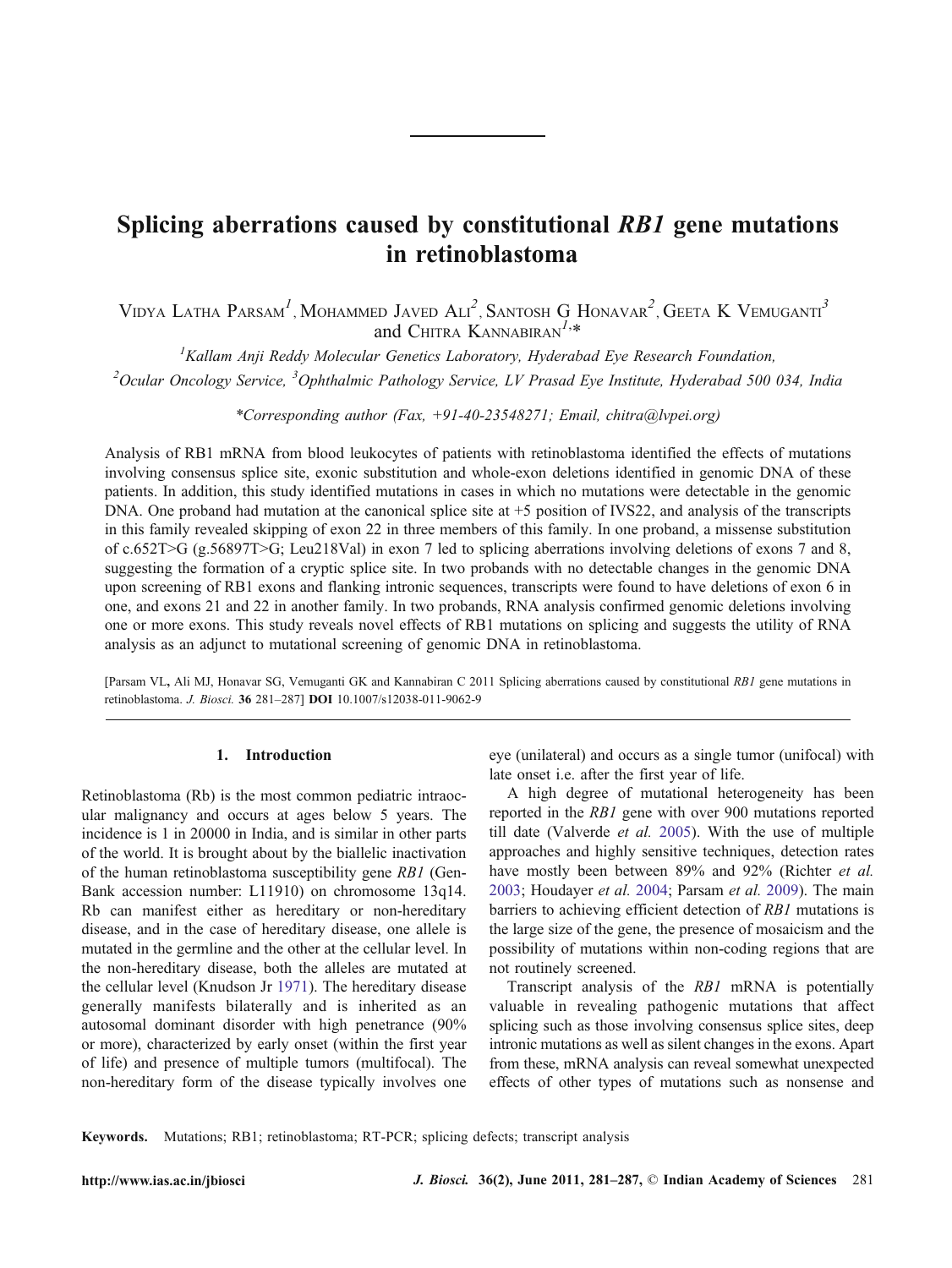# Splicing aberrations caused by constitutional *RB1* gene mutations in retinoblastoma

Vidya Latha Parsam[1], Mohammed Javed Ali[2], Santosh G Honavar[2], Geeta K Vemuganti[3] and Chitra Kannabiran[1,*]

[1]Kallam Anji Reddy Molecular Genetics Laboratory, Hyderabad Eye Research Foundation,
[2]Ocular Oncology Service, [3]Ophthalmic Pathology Service, LV Prasad Eye Institute, Hyderabad 500 034, India

*Corresponding author (Fax, +91-40-23548271; Email, chitra@lvpei.org)

Analysis of RB1 mRNA from blood leukocytes of patients with retinoblastoma identified the effects of mutations involving consensus splice site, exonic substitution and whole-exon deletions identified in genomic DNA of these patients. In addition, this study identified mutations in cases in which no mutations were detectable in the genomic DNA. One proband had mutation at the canonical splice site at +5 position of IVS22, and analysis of the transcripts in this family revealed skipping of exon 22 in three members of this family. In one proband, a missense substitution of c.652T>G (g.56897T>G; Leu218Val) in exon 7 led to splicing aberrations involving deletions of exons 7 and 8, suggesting the formation of a cryptic splice site. In two probands with no detectable changes in the genomic DNA upon screening of RB1 exons and flanking intronic sequences, transcripts were found to have deletions of exon 6 in one, and exons 21 and 22 in another family. In two probands, RNA analysis confirmed genomic deletions involving one or more exons. This study reveals novel effects of RB1 mutations on splicing and suggests the utility of RNA analysis as an adjunct to mutational screening of genomic DNA in retinoblastoma.

[Parsam VL**,** Ali MJ, Honavar SG, Vemuganti GK and Kannabiran C 2011 Splicing aberrations caused by constitutional *RB1* gene mutations in retinoblastoma. *J. Biosci.* **36** 281–287] **DOI** 10.1007/s12038-011-9062-9

## 1. Introduction

Retinoblastoma (Rb) is the most common pediatric intraocular malignancy and occurs at ages below 5 years. The incidence is 1 in 20000 in India, and is similar in other parts of the world. It is brought about by the biallelic inactivation of the human retinoblastoma susceptibility gene *RB1* (GenBank accession number: L11910) on chromosome 13q14. Rb can manifest either as hereditary or non-hereditary disease, and in the case of hereditary disease, one allele is mutated in the germline and the other at the cellular level. In the non-hereditary disease, both the alleles are mutated at the cellular level (Knudson Jr 1971). The hereditary disease generally manifests bilaterally and is inherited as an autosomal dominant disorder with high penetrance (90% or more), characterized by early onset (within the first year of life) and presence of multiple tumors (multifocal). The non-hereditary form of the disease typically involves one eye (unilateral) and occurs as a single tumor (unifocal) with late onset i.e. after the first year of life.

A high degree of mutational heterogeneity has been reported in the *RB1* gene with over 900 mutations reported till date (Valverde *et al.* 2005). With the use of multiple approaches and highly sensitive techniques, detection rates have mostly been between 89% and 92% (Richter *et al.* 2003; Houdayer *et al.* 2004; Parsam *et al.* 2009). The main barriers to achieving efficient detection of *RB1* mutations is the large size of the gene, the presence of mosaicism and the possibility of mutations within non-coding regions that are not routinely screened.

Transcript analysis of the *RB1* mRNA is potentially valuable in revealing pathogenic mutations that affect splicing such as those involving consensus splice sites, deep intronic mutations as well as silent changes in the exons. Apart from these, mRNA analysis can reveal somewhat unexpected effects of other types of mutations such as nonsense and

**Keywords.** Mutations; RB1; retinoblastoma; RT-PCR; splicing defects; transcript analysis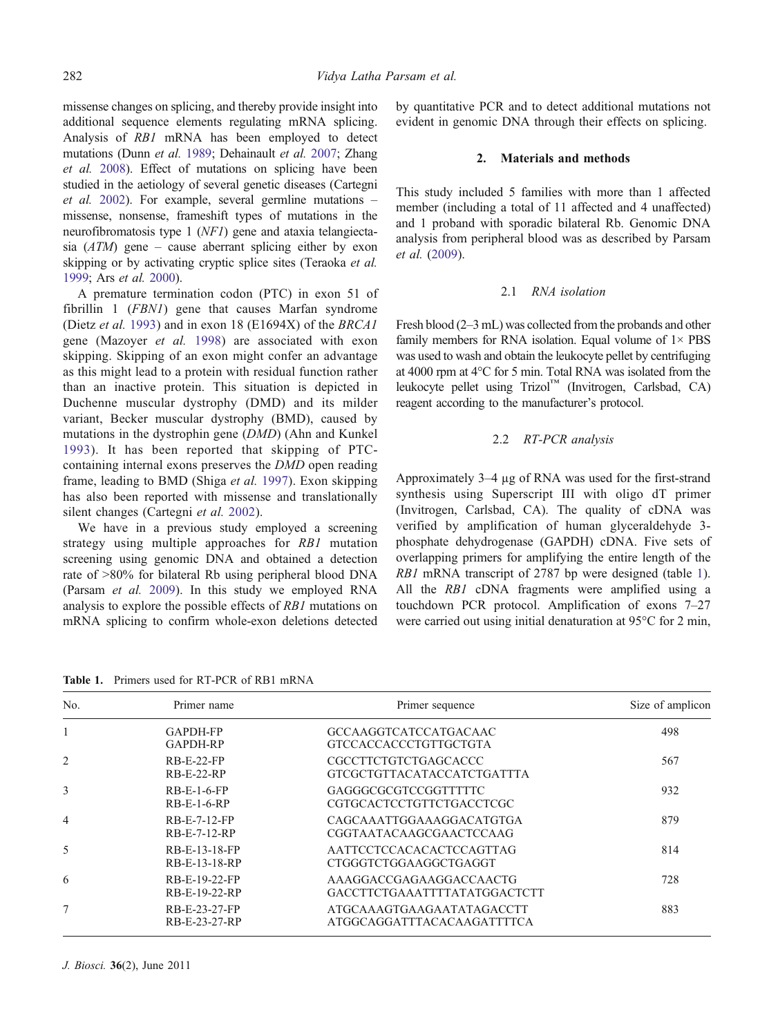missense changes on splicing, and thereby provide insight into additional sequence elements regulating mRNA splicing. Analysis of *RB1* mRNA has been employed to detect mutations (Dunn *et al.* 1989; Dehainault *et al.* 2007; Zhang *et al.* 2008). Effect of mutations on splicing have been studied in the aetiology of several genetic diseases (Cartegni *et al.* 2002). For example, several germline mutations – missense, nonsense, frameshift types of mutations in the neurofibromatosis type 1 (*NF1*) gene and ataxia telangiectasia (*ATM*) gene – cause aberrant splicing either by exon skipping or by activating cryptic splice sites (Teraoka *et al.* 1999; Ars *et al.* 2000).

A premature termination codon (PTC) in exon 51 of fibrillin 1 (*FBN1*) gene that causes Marfan syndrome (Dietz *et al.* 1993) and in exon 18 (E1694X) of the *BRCA1* gene (Mazoyer *et al.* 1998) are associated with exon skipping. Skipping of an exon might confer an advantage as this might lead to a protein with residual function rather than an inactive protein. This situation is depicted in Duchenne muscular dystrophy (DMD) and its milder variant, Becker muscular dystrophy (BMD), caused by mutations in the dystrophin gene (*DMD*) (Ahn and Kunkel 1993). It has been reported that skipping of PTC-containing internal exons preserves the *DMD* open reading frame, leading to BMD (Shiga *et al.* 1997). Exon skipping has also been reported with missense and translationally silent changes (Cartegni *et al.* 2002).

We have in a previous study employed a screening strategy using multiple approaches for *RB1* mutation screening using genomic DNA and obtained a detection rate of >80% for bilateral Rb using peripheral blood DNA (Parsam *et al.* 2009). In this study we employed RNA analysis to explore the possible effects of *RB1* mutations on mRNA splicing to confirm whole-exon deletions detected by quantitative PCR and to detect additional mutations not evident in genomic DNA through their effects on splicing.

## 2. Materials and methods

This study included 5 families with more than 1 affected member (including a total of 11 affected and 4 unaffected) and 1 proband with sporadic bilateral Rb. Genomic DNA analysis from peripheral blood was as described by Parsam *et al.* (2009).

### 2.1 *RNA isolation*

Fresh blood (2–3 mL) was collected from the probands and other family members for RNA isolation. Equal volume of 1× PBS was used to wash and obtain the leukocyte pellet by centrifuging at 4000 rpm at 4°C for 5 min. Total RNA was isolated from the leukocyte pellet using Trizol™ (Invitrogen, Carlsbad, CA) reagent according to the manufacturer's protocol.

### 2.2 *RT-PCR analysis*

Approximately 3–4 μg of RNA was used for the first-strand synthesis using Superscript III with oligo dT primer (Invitrogen, Carlsbad, CA). The quality of cDNA was verified by amplification of human glyceraldehyde 3-phosphate dehydrogenase (GAPDH) cDNA. Five sets of overlapping primers for amplifying the entire length of the *RB1* mRNA transcript of 2787 bp were designed (table 1). All the *RB1* cDNA fragments were amplified using a touchdown PCR protocol. Amplification of exons 7–27 were carried out using initial denaturation at 95°C for 2 min,

**Table 1.** Primers used for RT-PCR of RB1 mRNA

| No. | Primer name | Primer sequence | Size of amplicon |
|---|---|---|---|
| 1 | GAPDH-FP<br>GAPDH-RP | GCCAAGGTCATCCATGACAAC<br>GTCCACCACCCTGTTGCTGTA | 498 |
| 2 | RB-E-22-FP<br>RB-E-22-RP | CGCCTTCTGTCTGAGCACCC<br>GTCGCTGTTACATACCATCTGATTTA | 567 |
| 3 | RB-E-1-6-FP<br>RB-E-1-6-RP | GAGGGCGCGTCCGGTTTTTC<br>CGTGCACTCCTGTTCTGACCTCGC | 932 |
| 4 | RB-E-7-12-FP<br>RB-E-7-12-RP | CAGCAAATTGGAAAGGACATGTGA<br>CGGTAATACAAGCGAACTCCAAG | 879 |
| 5 | RB-E-13-18-FP<br>RB-E-13-18-RP | AATTCCTCCACACACTCCAGTTAG<br>CTGGGTCTGGAAGGCTGAGGT | 814 |
| 6 | RB-E-19-22-FP<br>RB-E-19-22-RP | AAAGGACCGAGAAGGACCAACTG<br>GACCTTCTGAAATTTTATATGGACTCTT | 728 |
| 7 | RB-E-23-27-FP<br>RB-E-23-27-RP | ATGCAAAGTGAAGAATATAGACCTT<br>ATGGCAGGATTTACACAAGATTTTCA | 883 |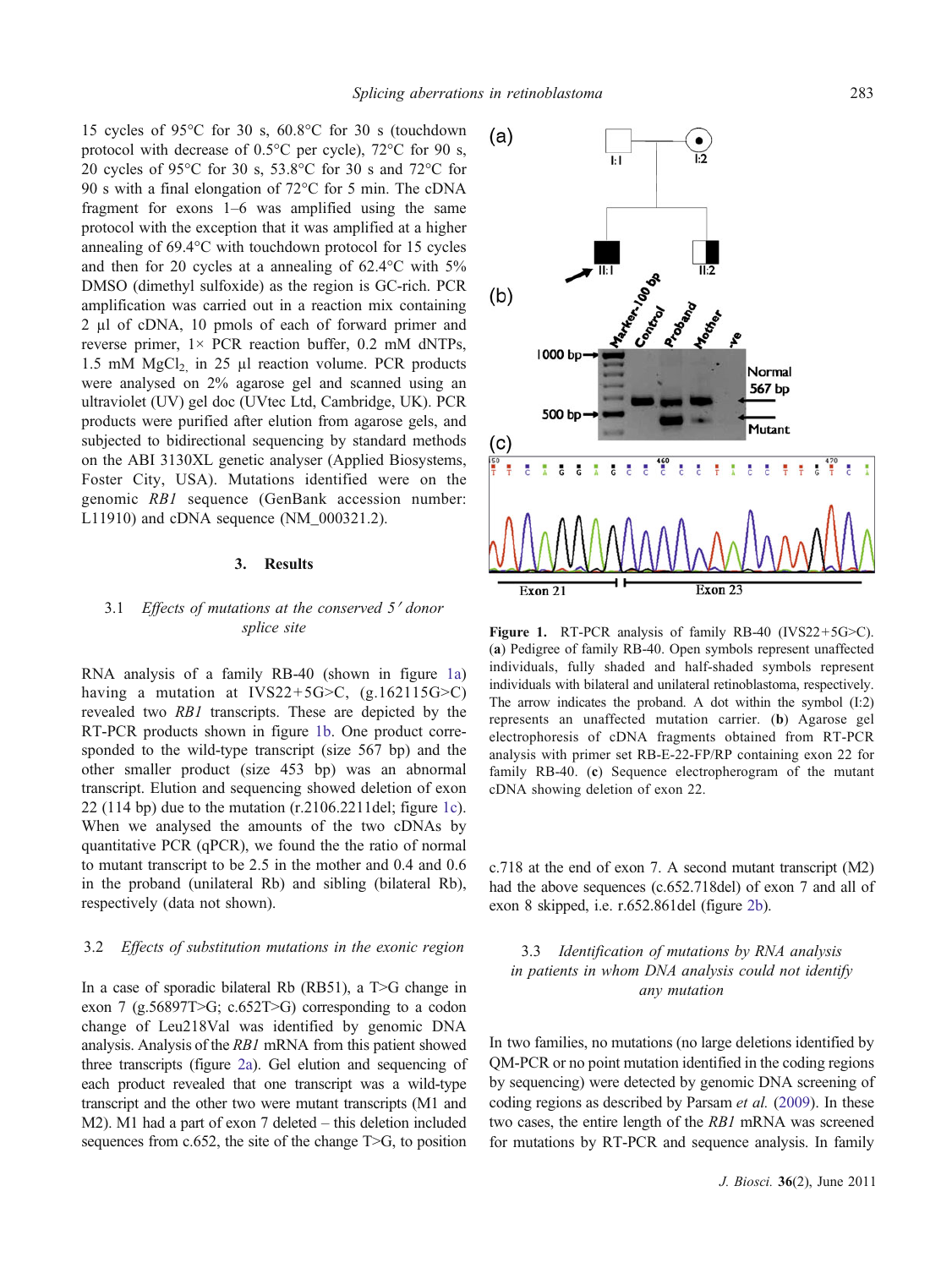15 cycles of 95°C for 30 s, 60.8°C for 30 s (touchdown protocol with decrease of 0.5°C per cycle), 72°C for 90 s, 20 cycles of 95°C for 30 s, 53.8°C for 30 s and 72°C for 90 s with a final elongation of 72°C for 5 min. The cDNA fragment for exons 1–6 was amplified using the same protocol with the exception that it was amplified at a higher annealing of 69.4°C with touchdown protocol for 15 cycles and then for 20 cycles at a annealing of 62.4°C with 5% DMSO (dimethyl sulfoxide) as the region is GC-rich. PCR amplification was carried out in a reaction mix containing 2 μl of cDNA, 10 pmols of each of forward primer and reverse primer, 1× PCR reaction buffer, 0.2 mM dNTPs, 1.5 mM $MgCl_2$, in 25 μl reaction volume. PCR products were analysed on 2% agarose gel and scanned using an ultraviolet (UV) gel doc (UVtec Ltd, Cambridge, UK). PCR products were purified after elution from agarose gels, and subjected to bidirectional sequencing by standard methods on the ABI 3130XL genetic analyser (Applied Biosystems, Foster City, USA). Mutations identified were on the genomic *RB1* sequence (GenBank accession number: L11910) and cDNA sequence (NM_000321.2).

## 3. Results

### 3.1 *Effects of mutations at the conserved 5′ donor splice site*

RNA analysis of a family RB-40 (shown in figure 1a) having a mutation at IVS22+5G>C, (g.162115G>C) revealed two *RB1* transcripts. These are depicted by the RT-PCR products shown in figure 1b. One product corresponded to the wild-type transcript (size 567 bp) and the other smaller product (size 453 bp) was an abnormal transcript. Elution and sequencing showed deletion of exon 22 (114 bp) due to the mutation (r.2106.2211del; figure 1c). When we analysed the amounts of the two cDNAs by quantitative PCR (qPCR), we found the the ratio of normal to mutant transcript to be 2.5 in the mother and 0.4 and 0.6 in the proband (unilateral Rb) and sibling (bilateral Rb), respectively (data not shown).

**Figure 1.** RT-PCR analysis of family RB-40 (IVS22+5G>C). (**a**) Pedigree of family RB-40. Open symbols represent unaffected individuals, fully shaded and half-shaded symbols represent individuals with bilateral and unilateral retinoblastoma, respectively. The arrow indicates the proband. A dot within the symbol (I:2) represents an unaffected mutation carrier. (**b**) Agarose gel electrophoresis of cDNA fragments obtained from RT-PCR analysis with primer set RB-E-22-FP/RP containing exon 22 for family RB-40. (**c**) Sequence electropherogram of the mutant cDNA showing deletion of exon 22.

### 3.2 *Effects of substitution mutations in the exonic region*

In a case of sporadic bilateral Rb (RB51), a T>G change in exon 7 (g.56897T>G; c.652T>G) corresponding to a codon change of Leu218Val was identified by genomic DNA analysis. Analysis of the *RB1* mRNA from this patient showed three transcripts (figure 2a). Gel elution and sequencing of each product revealed that one transcript was a wild-type transcript and the other two were mutant transcripts (M1 and M2). M1 had a part of exon 7 deleted – this deletion included sequences from c.652, the site of the change T>G, to position c.718 at the end of exon 7. A second mutant transcript (M2) had the above sequences (c.652.718del) of exon 7 and all of exon 8 skipped, i.e. r.652.861del (figure 2b).

### 3.3 *Identification of mutations by RNA analysis in patients in whom DNA analysis could not identify any mutation*

In two families, no mutations (no large deletions identified by QM-PCR or no point mutation identified in the coding regions by sequencing) were detected by genomic DNA screening of coding regions as described by Parsam *et al.* (2009). In these two cases, the entire length of the *RB1* mRNA was screened for mutations by RT-PCR and sequence analysis. In family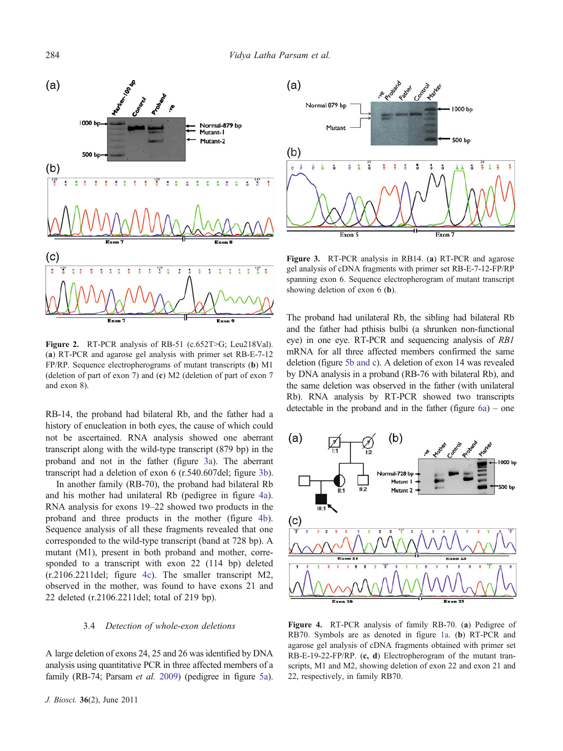**Figure 2.** RT-PCR analysis of RB-51 (c.652T>G; Leu218Val). (**a**) RT-PCR and agarose gel analysis with primer set RB-E-7-12 FP/RP. Sequence electropherograms of mutant transcripts (**b**) M1 (deletion of part of exon 7) and (**c**) M2 (deletion of part of exon 7 and exon 8).

RB-14, the proband had bilateral Rb, and the father had a history of enucleation in both eyes, the cause of which could not be ascertained. RNA analysis showed one aberrant transcript along with the wild-type transcript (879 bp) in the proband and not in the father (figure 3a). The aberrant transcript had a deletion of exon 6 (r.540.607del; figure 3b).

In another family (RB-70), the proband had bilateral Rb and his mother had unilateral Rb (pedigree in figure 4a). RNA analysis for exons 19–22 showed two products in the proband and three products in the mother (figure 4b). Sequence analysis of all these fragments revealed that one corresponded to the wild-type transcript (band at 728 bp). A mutant (M1), present in both proband and mother, corresponded to a transcript with exon 22 (114 bp) deleted (r.2106.2211del; figure 4c). The smaller transcript M2, observed in the mother, was found to have exons 21 and 22 deleted (r.2106.2211del; total of 219 bp).

### 3.4 *Detection of whole-exon deletions*

A large deletion of exons 24, 25 and 26 was identified by DNA analysis using quantitative PCR in three affected members of a family (RB-74; Parsam *et al.* 2009) (pedigree in figure 5a).

**Figure 3.** RT-PCR analysis in RB14. (**a**) RT-PCR and agarose gel analysis of cDNA fragments with primer set RB-E-7-12-FP/RP spanning exon 6. Sequence electropherogram of mutant transcript showing deletion of exon 6 (**b**).

The proband had unilateral Rb, the sibling had bilateral Rb and the father had pthisis bulbi (a shrunken non-functional eye) in one eye. RT-PCR and sequencing analysis of *RB1* mRNA for all three affected members confirmed the same deletion (figure 5b and c). A deletion of exon 14 was revealed by DNA analysis in a proband (RB-76 with bilateral Rb), and the same deletion was observed in the father (with unilateral Rb). RNA analysis by RT-PCR showed two transcripts detectable in the proband and in the father (figure 6a) – one

**Figure 4.** RT-PCR analysis of family RB-70. (**a**) Pedigree of RB70. Symbols are as denoted in figure 1a. (**b**) RT-PCR and agarose gel analysis of cDNA fragments obtained with primer set RB-E-19-22-FP/RP. (**c, d**) Electropherogram of the mutant transcripts, M1 and M2, showing deletion of exon 22 and exon 21 and 22, respectively, in family RB70.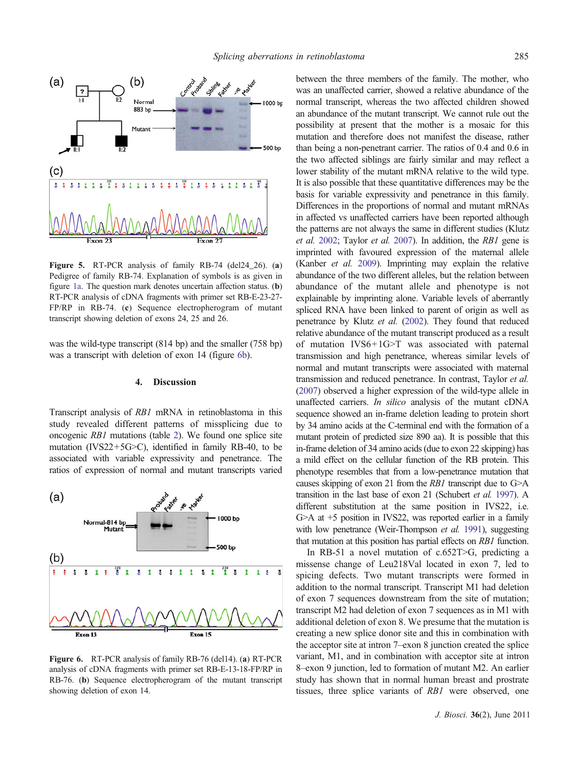**Figure 5.** RT-PCR analysis of family RB-74 (del24_26). (**a**) Pedigree of family RB-74. Explanation of symbols is as given in figure 1a. The question mark denotes uncertain affection status. (**b**) RT-PCR analysis of cDNA fragments with primer set RB-E-23-27-FP/RP in RB-74. (**c**) Sequence electropherogram of mutant transcript showing deletion of exons 24, 25 and 26.

was the wild-type transcript (814 bp) and the smaller (758 bp) was a transcript with deletion of exon 14 (figure 6b).

## 4. Discussion

Transcript analysis of *RB1* mRNA in retinoblastoma in this study revealed different patterns of missplicing due to oncogenic *RB1* mutations (table 2). We found one splice site mutation (IVS22+5G>C), identified in family RB-40, to be associated with variable expressivity and penetrance. The ratios of expression of normal and mutant transcripts varied

**Figure 6.** RT-PCR analysis of family RB-76 (del14). (**a**) RT-PCR analysis of cDNA fragments with primer set RB-E-13-18-FP/RP in RB-76. (**b**) Sequence electropherogram of the mutant transcript showing deletion of exon 14.

between the three members of the family. The mother, who was an unaffected carrier, showed a relative abundance of the normal transcript, whereas the two affected children showed an abundance of the mutant transcript. We cannot rule out the possibility at present that the mother is a mosaic for this mutation and therefore does not manifest the disease, rather than being a non-penetrant carrier. The ratios of 0.4 and 0.6 in the two affected siblings are fairly similar and may reflect a lower stability of the mutant mRNA relative to the wild type. It is also possible that these quantitative differences may be the basis for variable expressivity and penetrance in this family. Differences in the proportions of normal and mutant mRNAs in affected vs unaffected carriers have been reported although the patterns are not always the same in different studies (Klutz *et al.* 2002; Taylor *et al.* 2007). In addition, the *RB1* gene is imprinted with favoured expression of the maternal allele (Kanber *et al.* 2009). Imprinting may explain the relative abundance of the two different alleles, but the relation between abundance of the mutant allele and phenotype is not explainable by imprinting alone. Variable levels of aberrantly spliced RNA have been linked to parent of origin as well as penetrance by Klutz *et al.* (2002). They found that reduced relative abundance of the mutant transcript produced as a result of mutation IVS6+1G>T was associated with paternal transmission and high penetrance, whereas similar levels of normal and mutant transcripts were associated with maternal transmission and reduced penetrance. In contrast, Taylor *et al.* (2007) observed a higher expression of the wild-type allele in unaffected carriers. *In silico* analysis of the mutant cDNA sequence showed an in-frame deletion leading to protein short by 34 amino acids at the C-terminal end with the formation of a mutant protein of predicted size 890 aa). It is possible that this in-frame deletion of 34 amino acids (due to exon 22 skipping) has a mild effect on the cellular function of the RB protein. This phenotype resembles that from a low-penetrance mutation that causes skipping of exon 21 from the *RB1* transcript due to G>A transition in the last base of exon 21 (Schubert *et al.* 1997). A different substitution at the same position in IVS22, i.e. G>A at +5 position in IVS22, was reported earlier in a family with low penetrance (Weir-Thompson *et al.* 1991), suggesting that mutation at this position has partial effects on *RB1* function.

In RB-51 a novel mutation of c.652T>G, predicting a missense change of Leu218Val located in exon 7, led to spicing defects. Two mutant transcripts were formed in addition to the normal transcript. Transcript M1 had deletion of exon 7 sequences downstream from the site of mutation; transcript M2 had deletion of exon 7 sequences as in M1 with additional deletion of exon 8. We presume that the mutation is creating a new splice donor site and this in combination with the acceptor site at intron 7–exon 8 junction created the splice variant, M1, and in combination with acceptor site at intron 8–exon 9 junction, led to formation of mutant M2. An earlier study has shown that in normal human breast and prostrate tissues, three splice variants of *RB1* were observed, one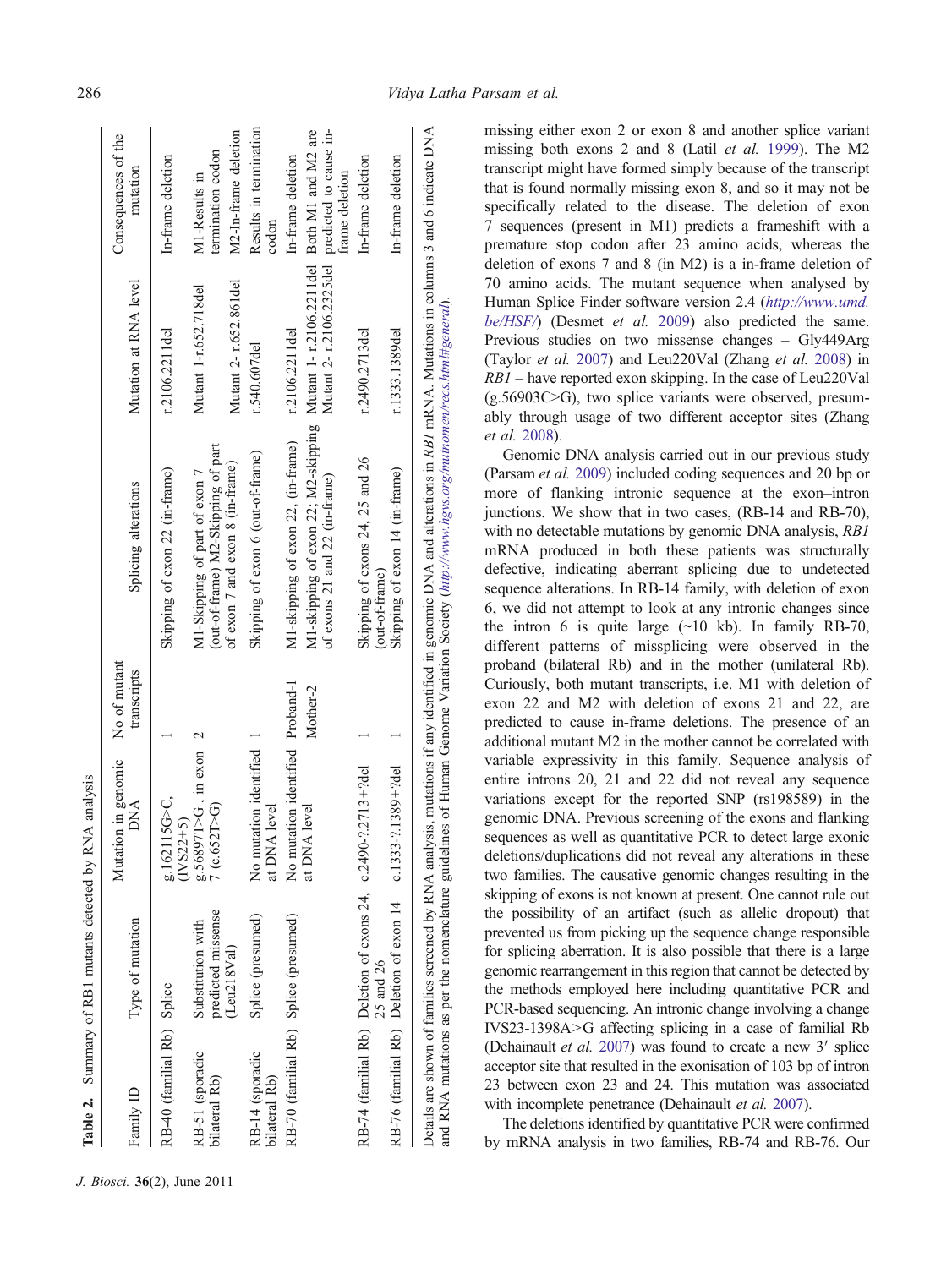**Table 2.** Summary of RB1 mutants detected by RNA analysis

| Family ID | Type of mutation | Mutation in genomic DNA | No of mutant transcripts | Splicing alterations | Mutation at RNA level | Consequences of the mutation |
|---|---|---|---|---|---|---|
| RB-40 (familial Rb) | Splice | g.162115G>C, (IVS22+5) | 1 | Skipping of exon 22 (in-frame) | r.2106.2211del | In-frame deletion |
| RB-51 (sporadic bilateral Rb) | Substitution with predicted missense (Leu218Val) | g.56897T>G, in exon 7 (c.652T>G) | 2 | M1-Skipping of part of exon 7 (out-of-frame) M2-Skipping of part of exon 7 and exon 8 (in-frame) | Mutant 1-r.652.718del<br>Mutant 2- r.652.861del | M1-Results in termination codon<br>M2-In-frame deletion |
| RB-14 (sporadic bilateral Rb) | Splice (presumed) | No mutation identified at DNA level | 1 | Skipping of exon 6 (out-of-frame) | r.540.607del | Results in termination codon |
| RB-70 (familial Rb) | Splice (presumed) | No mutation identified at DNA level | Proband-1<br>Mother-2 | M1-skipping of exon 22, (in-frame)<br>M1-skipping of exon 22; M2-skipping of exons 21 and 22 (in-frame) | r.2106.2211del<br>Mutant 1- r.2106.2211del Mutant 2- r.2106.2325del | In-frame deletion<br>Both M1 and M2 are predicted to cause in-frame deletion |
| RB-74 (familial Rb) | Deletion of exons 24, 25 and 26 | c.2490-?.2713+?del | 1 | Skipping of exons 24, 25 and 26 (out-of-frame) | r.2490.2713del | In-frame deletion |
| RB-76 (familial Rb) | Deletion of exon 14 | c.1333-?.1389+?del | 1 | Skipping of exon 14 (in-frame) | r.1333.1389del | In-frame deletion |

Details are shown of families screened by RNA analysis, mutations if any identified in genomic DNA and alterations in *RB1* mRNA. Mutations in columns 3 and 6 indicate DNA and RNA mutations as per the nomenclature guidelines of Human Genome Variation Society (http://www.hgvs.org/mutnomen/recs.html#general).

missing either exon 2 or exon 8 and another splice variant missing both exons 2 and 8 (Latil *et al.* 1999). The M2 transcript might have formed simply because of the transcript that is found normally missing exon 8, and so it may not be specifically related to the disease. The deletion of exon 7 sequences (present in M1) predicts a frameshift with a premature stop codon after 23 amino acids, whereas the deletion of exons 7 and 8 (in M2) is a in-frame deletion of 70 amino acids. The mutant sequence when analysed by Human Splice Finder software version 2.4 (http://www.umd.be/HSF/) (Desmet *et al.* 2009) also predicted the same. Previous studies on two missense changes – Gly449Arg (Taylor *et al.* 2007) and Leu220Val (Zhang *et al.* 2008) in *RB1* – have reported exon skipping. In the case of Leu220Val (g.56903C>G), two splice variants were observed, presumably through usage of two different acceptor sites (Zhang *et al.* 2008).

Genomic DNA analysis carried out in our previous study (Parsam *et al.* 2009) included coding sequences and 20 bp or more of flanking intronic sequence at the exon–intron junctions. We show that in two cases, (RB-14 and RB-70), with no detectable mutations by genomic DNA analysis, *RB1* mRNA produced in both these patients was structurally defective, indicating aberrant splicing due to undetected sequence alterations. In RB-14 family, with deletion of exon 6, we did not attempt to look at any intronic changes since the intron 6 is quite large (~10 kb). In family RB-70, different patterns of missplicing were observed in the proband (bilateral Rb) and in the mother (unilateral Rb). Curiously, both mutant transcripts, i.e. M1 with deletion of exon 22 and M2 with deletion of exons 21 and 22, are predicted to cause in-frame deletions. The presence of an additional mutant M2 in the mother cannot be correlated with variable expressivity in this family. Sequence analysis of entire introns 20, 21 and 22 did not reveal any sequence variations except for the reported SNP (rs198589) in the genomic DNA. Previous screening of the exons and flanking sequences as well as quantitative PCR to detect large exonic deletions/duplications did not reveal any alterations in these two families. The causative genomic changes resulting in the skipping of exons is not known at present. One cannot rule out the possibility of an artifact (such as allelic dropout) that prevented us from picking up the sequence change responsible for splicing aberration. It is also possible that there is a large genomic rearrangement in this region that cannot be detected by the methods employed here including quantitative PCR and PCR-based sequencing. An intronic change involving a change IVS23-1398A>G affecting splicing in a case of familial Rb (Dehainault *et al.* 2007) was found to create a new 3′ splice acceptor site that resulted in the exonisation of 103 bp of intron 23 between exon 23 and 24. This mutation was associated with incomplete penetrance (Dehainault *et al.* 2007).

The deletions identified by quantitative PCR were confirmed by mRNA analysis in two families, RB-74 and RB-76. Our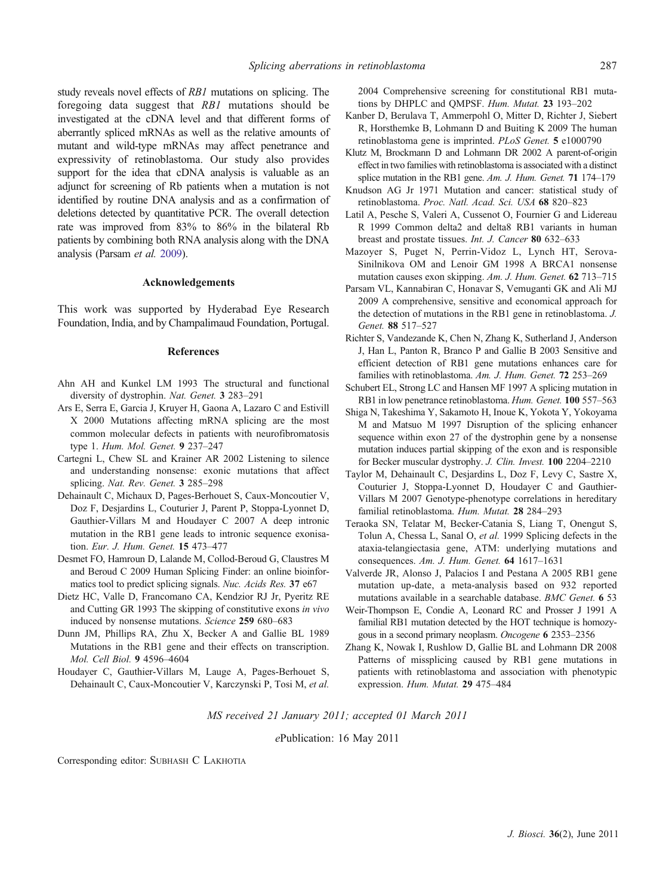study reveals novel effects of *RB1* mutations on splicing. The foregoing data suggest that *RB1* mutations should be investigated at the cDNA level and that different forms of aberrantly spliced mRNAs as well as the relative amounts of mutant and wild-type mRNAs may affect penetrance and expressivity of retinoblastoma. Our study also provides support for the idea that cDNA analysis is valuable as an adjunct for screening of Rb patients when a mutation is not identified by routine DNA analysis and as a confirmation of deletions detected by quantitative PCR. The overall detection rate was improved from 83% to 86% in the bilateral Rb patients by combining both RNA analysis along with the DNA analysis (Parsam *et al.* 2009).

## Acknowledgements

This work was supported by Hyderabad Eye Research Foundation, India, and by Champalimaud Foundation, Portugal.

## References

Ahn AH and Kunkel LM 1993 The structural and functional diversity of dystrophin. *Nat. Genet.* **3** 283–291

Ars E, Serra E, Garcia J, Kruyer H, Gaona A, Lazaro C and Estivill X 2000 Mutations affecting mRNA splicing are the most common molecular defects in patients with neurofibromatosis type 1. *Hum. Mol. Genet.* **9** 237–247

Cartegni L, Chew SL and Krainer AR 2002 Listening to silence and understanding nonsense: exonic mutations that affect splicing. *Nat. Rev. Genet.* **3** 285–298

Dehainault C, Michaux D, Pages-Berhouet S, Caux-Moncoutier V, Doz F, Desjardins L, Couturier J, Parent P, Stoppa-Lyonnet D, Gauthier-Villars M and Houdayer C 2007 A deep intronic mutation in the RB1 gene leads to intronic sequence exonisation. *Eur. J. Hum. Genet.* **15** 473–477

Desmet FO, Hamroun D, Lalande M, Collod-Beroud G, Claustres M and Beroud C 2009 Human Splicing Finder: an online bioinformatics tool to predict splicing signals. *Nuc. Acids Res.* **37** e67

Dietz HC, Valle D, Francomano CA, Kendzior RJ Jr, Pyeritz RE and Cutting GR 1993 The skipping of constitutive exons *in vivo* induced by nonsense mutations. *Science* **259** 680–683

Dunn JM, Phillips RA, Zhu X, Becker A and Gallie BL 1989 Mutations in the RB1 gene and their effects on transcription. *Mol. Cell Biol.* **9** 4596–4604

Houdayer C, Gauthier-Villars M, Lauge A, Pages-Berhouet S, Dehainault C, Caux-Moncoutier V, Karczynski P, Tosi M, *et al.* 2004 Comprehensive screening for constitutional RB1 mutations by DHPLC and QMPSF. *Hum. Mutat.* **23** 193–202

Kanber D, Berulava T, Ammerpohl O, Mitter D, Richter J, Siebert R, Horsthemke B, Lohmann D and Buiting K 2009 The human retinoblastoma gene is imprinted. *PLoS Genet.* **5** e1000790

Klutz M, Brockmann D and Lohmann DR 2002 A parent-of-origin effect in two families with retinoblastoma is associated with a distinct splice mutation in the RB1 gene. *Am. J. Hum. Genet.* **71** 174–179

Knudson AG Jr 1971 Mutation and cancer: statistical study of retinoblastoma. *Proc. Natl. Acad. Sci. USA* **68** 820–823

Latil A, Pesche S, Valeri A, Cussenot O, Fournier G and Lidereau R 1999 Common delta2 and delta8 RB1 variants in human breast and prostate tissues. *Int. J. Cancer* **80** 632–633

Mazoyer S, Puget N, Perrin-Vidoz L, Lynch HT, Serova-Sinilnikova OM and Lenoir GM 1998 A BRCA1 nonsense mutation causes exon skipping. *Am. J. Hum. Genet.* **62** 713–715

Parsam VL, Kannabiran C, Honavar S, Vemuganti GK and Ali MJ 2009 A comprehensive, sensitive and economical approach for the detection of mutations in the RB1 gene in retinoblastoma. *J. Genet.* **88** 517–527

Richter S, Vandezande K, Chen N, Zhang K, Sutherland J, Anderson J, Han L, Panton R, Branco P and Gallie B 2003 Sensitive and efficient detection of RB1 gene mutations enhances care for families with retinoblastoma. *Am. J. Hum. Genet.* **72** 253–269

Schubert EL, Strong LC and Hansen MF 1997 A splicing mutation in RB1 in low penetrance retinoblastoma. *Hum. Genet.* **100** 557–563

Shiga N, Takeshima Y, Sakamoto H, Inoue K, Yokota Y, Yokoyama M and Matsuo M 1997 Disruption of the splicing enhancer sequence within exon 27 of the dystrophin gene by a nonsense mutation induces partial skipping of the exon and is responsible for Becker muscular dystrophy. *J. Clin. Invest.* **100** 2204–2210

Taylor M, Dehainault C, Desjardins L, Doz F, Levy C, Sastre X, Couturier J, Stoppa-Lyonnet D, Houdayer C and Gauthier-Villars M 2007 Genotype-phenotype correlations in hereditary familial retinoblastoma. *Hum. Mutat.* **28** 284–293

Teraoka SN, Telatar M, Becker-Catania S, Liang T, Onengut S, Tolun A, Chessa L, Sanal O, *et al.* 1999 Splicing defects in the ataxia-telangiectasia gene, ATM: underlying mutations and consequences. *Am. J. Hum. Genet.* **64** 1617–1631

Valverde JR, Alonso J, Palacios I and Pestana A 2005 RB1 gene mutation up-date, a meta-analysis based on 932 reported mutations available in a searchable database. *BMC Genet.* **6** 53

Weir-Thompson E, Condie A, Leonard RC and Prosser J 1991 A familial RB1 mutation detected by the HOT technique is homozygous in a second primary neoplasm. *Oncogene* **6** 2353–2356

Zhang K, Nowak I, Rushlow D, Gallie BL and Lohmann DR 2008 Patterns of missplicing caused by RB1 gene mutations in patients with retinoblastoma and association with phenotypic expression. *Hum. Mutat.* **29** 475–484

*MS received 21 January 2011; accepted 01 March 2011*

*e*Publication: 16 May 2011

Corresponding editor: SUBHASH C LAKHOTIA